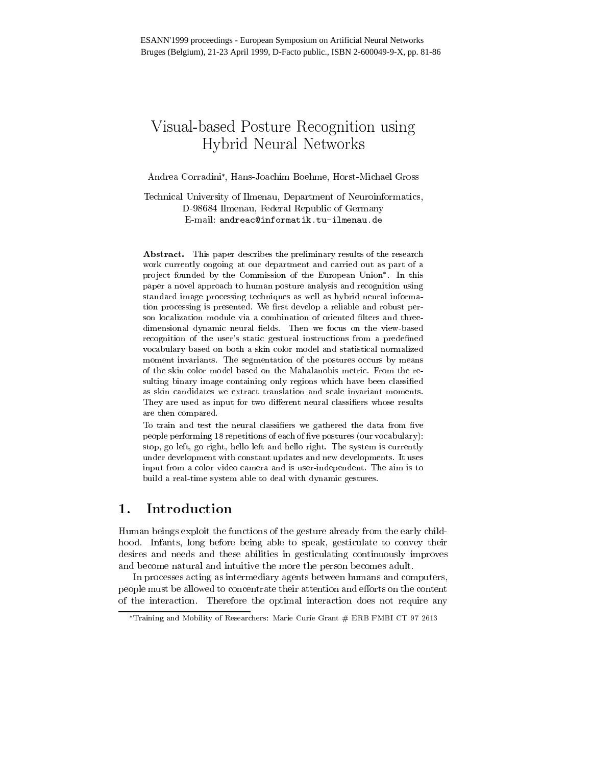# Visual-based Posture Recognition using Hybrid Neural Networks

Andrea Corradini*, Hans-Joachim Boehme, Horst-Michael Gross

Technical University of Ilmenau, Department of Neuroinformatics,
D-98684 Ilmenau, Federal Republic of Germany
E-mail: andreac@informatik.tu-ilmenau.de

**Abstract.** This paper describes the preliminary results of the research work currently ongoing at our department and carried out as part of a project founded by the Commission of the European Union*. In this paper a novel approach to human posture analysis and recognition using standard image processing techniques as well as hybrid neural information processing is presented. We first develop a reliable and robust person localization module via a combination of oriented filters and three-dimensional dynamic neural fields. Then we focus on the view-based recognition of the user's static gestural instructions from a predefined vocabulary based on both a skin color model and statistical normalized moment invariants. The segmentation of the postures occurs by means of the skin color model based on the Mahalanobis metric. From the resulting binary image containing only regions which have been classified as skin candidates we extract translation and scale invariant moments. They are used as input for two different neural classifiers whose results are then compared.

To train and test the neural classifiers we gathered the data from five people performing 18 repetitions of each of five postures (our vocabulary): stop, go left, go right, hello left and hello right. The system is currently under development with constant updates and new developments. It uses input from a color video camera and is user-independent. The aim is to build a real-time system able to deal with dynamic gestures.

## 1. Introduction

Human beings exploit the functions of the gesture already from the early childhood. Infants, long before being able to speak, gesticulate to convey their desires and needs and these abilities in gesticulating continuously improves and become natural and intuitive the more the person becomes adult.

In processes acting as intermediary agents between humans and computers, people must be allowed to concentrate their attention and efforts on the content of the interaction. Therefore the optimal interaction does not require any

*Training and Mobility of Researchers: Marie Curie Grant # ERB FMBI CT 97 2613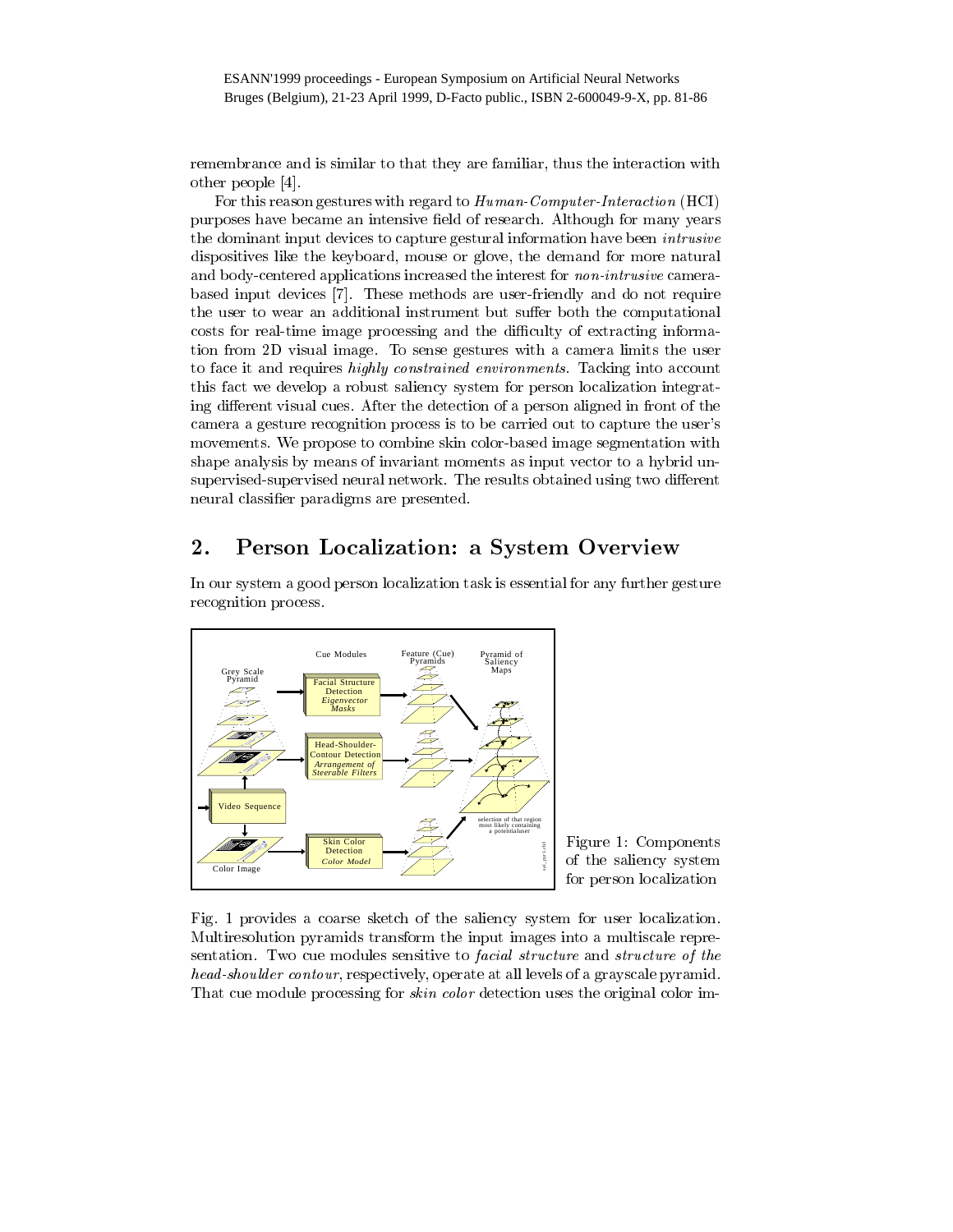remembrance and is similar to that they are familiar, thus the interaction with other people [4].

For this reason gestures with regard to *Human-Computer-Interaction* (HCI) purposes have became an intensive field of research. Although for many years the dominant input devices to capture gestural information have been *intrusive* dispositives like the keyboard, mouse or glove, the demand for more natural and body-centered applications increased the interest for *non-intrusive* camera-based input devices [7]. These methods are user-friendly and do not require the user to wear an additional instrument but suffer both the computational costs for real-time image processing and the difficulty of extracting information from 2D visual image. To sense gestures with a camera limits the user to face it and requires *highly constrained environments*. Tacking into account this fact we develop a robust saliency system for person localization integrating different visual cues. After the detection of a person aligned in front of the camera a gesture recognition process is to be carried out to capture the user's movements. We propose to combine skin color-based image segmentation with shape analysis by means of invariant moments as input vector to a hybrid unsupervised-supervised neural network. The results obtained using two different neural classifier paradigms are presented.

## 2. Person Localization: a System Overview

In our system a good person localization task is essential for any further gesture recognition process.

Figure 1: Components of the saliency system for person localization

Fig. 1 provides a coarse sketch of the saliency system for user localization. Multiresolution pyramids transform the input images into a multiscale representation. Two cue modules sensitive to *facial structure* and *structure of the head-shoulder contour*, respectively, operate at all levels of a grayscale pyramid. That cue module processing for *skin color* detection uses the original color im-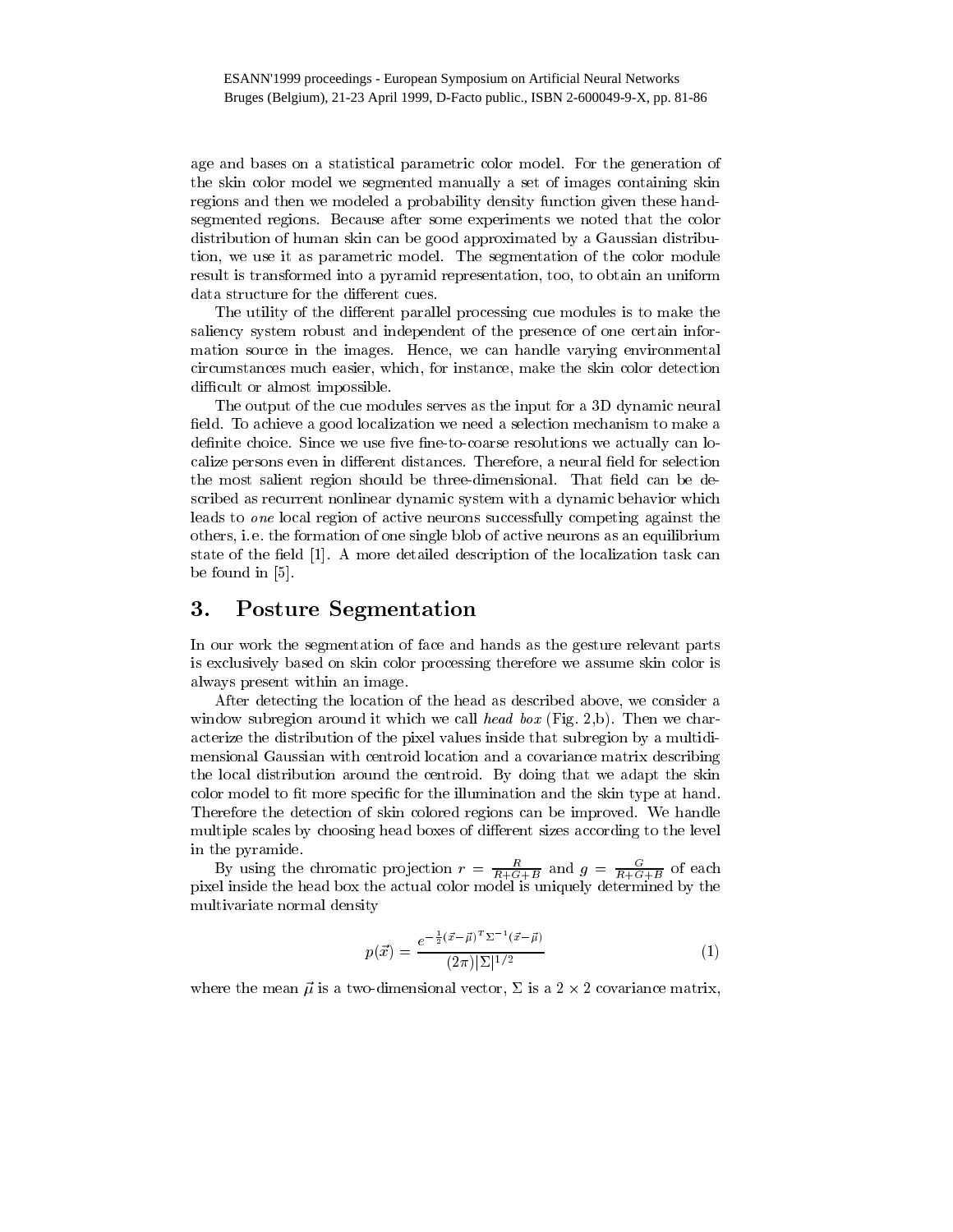age and bases on a statistical parametric color model. For the generation of the skin color model we segmented manually a set of images containing skin regions and then we modeled a probability density function given these hand-segmented regions. Because after some experiments we noted that the color distribution of human skin can be good approximated by a Gaussian distribution, we use it as parametric model. The segmentation of the color module result is transformed into a pyramid representation, too, to obtain an uniform data structure for the different cues.

The utility of the different parallel processing cue modules is to make the saliency system robust and independent of the presence of one certain information source in the images. Hence, we can handle varying environmental circumstances much easier, which, for instance, make the skin color detection difficult or almost impossible.

The output of the cue modules serves as the input for a 3D dynamic neural field. To achieve a good localization we need a selection mechanism to make a definite choice. Since we use five fine-to-coarse resolutions we actually can localize persons even in different distances. Therefore, a neural field for selection the most salient region should be three-dimensional. That field can be described as recurrent nonlinear dynamic system with a dynamic behavior which leads to *one* local region of active neurons successfully competing against the others, i.e. the formation of one single blob of active neurons as an equilibrium state of the field [1]. A more detailed description of the localization task can be found in [5].

## 3. Posture Segmentation

In our work the segmentation of face and hands as the gesture relevant parts is exclusively based on skin color processing therefore we assume skin color is always present within an image.

After detecting the location of the head as described above, we consider a window subregion around it which we call *head box* (Fig. 2,b). Then we characterize the distribution of the pixel values inside that subregion by a multidimensional Gaussian with centroid location and a covariance matrix describing the local distribution around the centroid. By doing that we adapt the skin color model to fit more specific for the illumination and the skin type at hand. Therefore the detection of skin colored regions can be improved. We handle multiple scales by choosing head boxes of different sizes according to the level in the pyramide.

By using the chromatic projection $r = \frac{R}{R+G+B}$ and $g = \frac{G}{R+G+B}$ of each pixel inside the head box the actual color model is uniquely determined by the multivariate normal density

$$p(\vec{x}) = \frac{e^{-\frac{1}{2}(\vec{x}-\vec{\mu})^T \Sigma^{-1}(\vec{x}-\vec{\mu})}}{(2\pi)|\Sigma|^{1/2}} \tag{1}$$

where the mean $\vec{\mu}$ is a two-dimensional vector, $\Sigma$ is a $2 \times 2$ covariance matrix,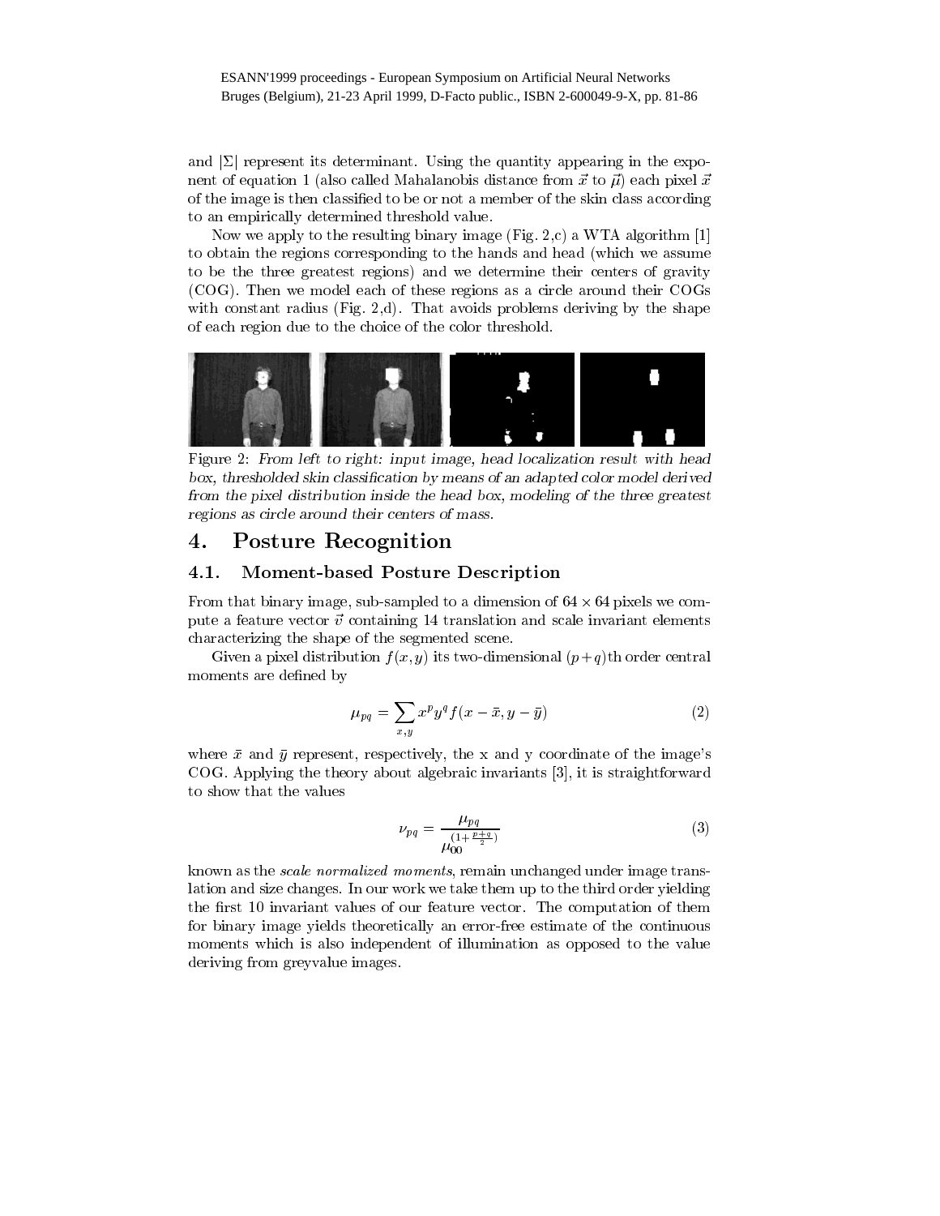and $|\Sigma|$ represent its determinant. Using the quantity appearing in the exponent of equation 1 (also called Mahalanobis distance from $\vec{x}$ to $\vec{\mu}$) each pixel $\vec{x}$ of the image is then classified to be or not a member of the skin class according to an empirically determined threshold value.

Now we apply to the resulting binary image (Fig. 2,c) a WTA algorithm [1] to obtain the regions corresponding to the hands and head (which we assume to be the three greatest regions) and we determine their centers of gravity (COG). Then we model each of these regions as a circle around their COGs with constant radius (Fig. 2,d). That avoids problems deriving by the shape of each region due to the choice of the color threshold.

Figure 2: *From left to right: input image, head localization result with head box, thresholded skin classification by means of an adapted color model derived from the pixel distribution inside the head box, modeling of the three greatest regions as circle around their centers of mass.*

## 4. Posture Recognition

### 4.1. Moment-based Posture Description

From that binary image, sub-sampled to a dimension of $64 \times 64$ pixels we compute a feature vector $\vec{v}$ containing 14 translation and scale invariant elements characterizing the shape of the segmented scene.

Given a pixel distribution $f(x, y)$ its two-dimensional $(p+q)$th order central moments are defined by

$$\mu_{pq} = \sum_{x,y} x^p y^q f(x - \bar{x}, y - \bar{y}) \tag{2}$$

where $\bar{x}$ and $\bar{y}$ represent, respectively, the x and y coordinate of the image's COG. Applying the theory about algebraic invariants [3], it is straightforward to show that the values

$$\nu_{pq} = \frac{\mu_{pq}}{\mu_{00}^{(1+\frac{p+q}{2})}} \tag{3}$$

known as the *scale normalized moments*, remain unchanged under image translation and size changes. In our work we take them up to the third order yielding the first 10 invariant values of our feature vector. The computation of them for binary image yields theoretically an error-free estimate of the continuous moments which is also independent of illumination as opposed to the value deriving from greyvalue images.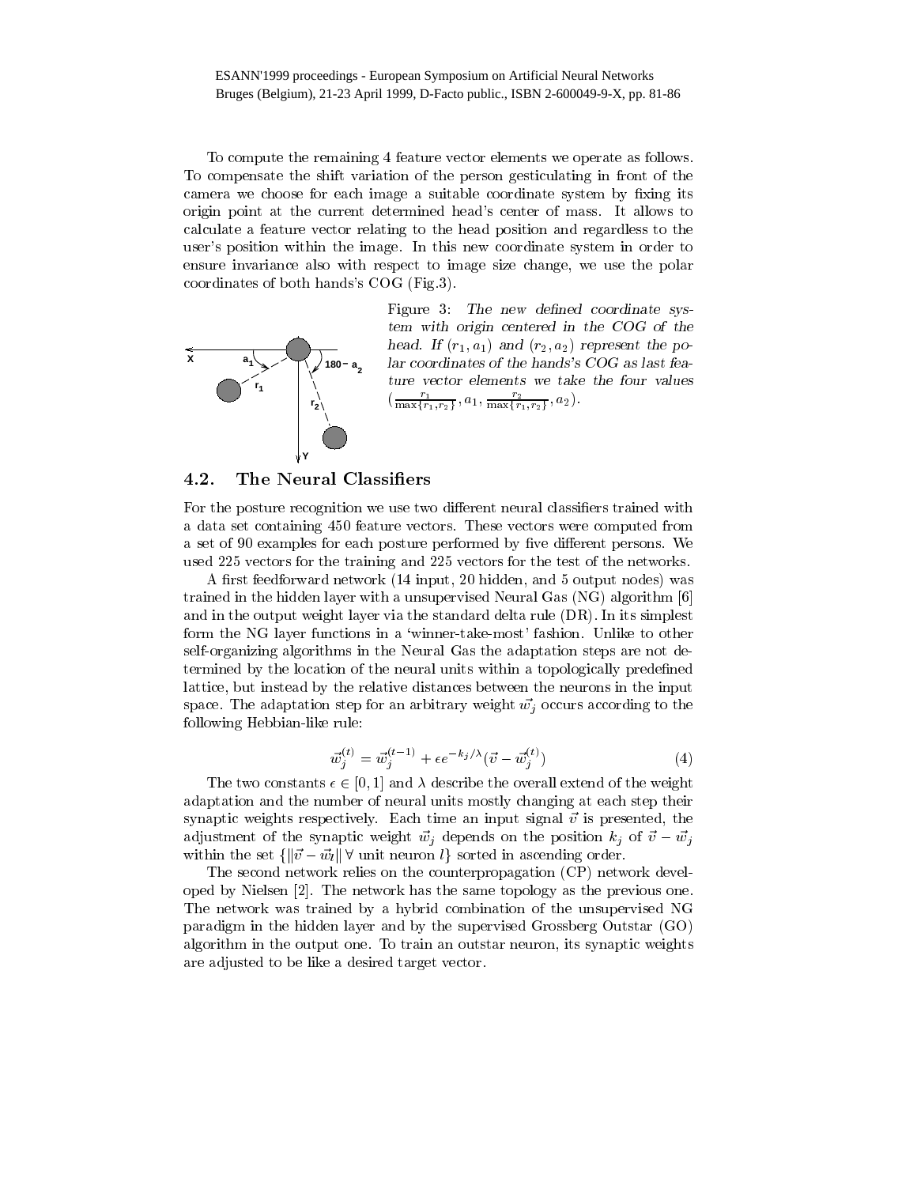To compute the remaining 4 feature vector elements we operate as follows. To compensate the shift variation of the person gesticulating in front of the camera we choose for each image a suitable coordinate system by fixing its origin point at the current determined head's center of mass. It allows to calculate a feature vector relating to the head position and regardless to the user's position within the image. In this new coordinate system in order to ensure invariance also with respect to image size change, we use the polar coordinates of both hands's COG (Fig.3).

Figure 3: *The new defined coordinate system with origin centered in the COG of the head. If $(r_1, a_1)$ and $(r_2, a_2)$ represent the polar coordinates of the hands's COG as last feature vector elements we take the four values $(\frac{r_1}{\max\{r_1,r_2\}}, a_1, \frac{r_2}{\max\{r_1,r_2\}}, a_2)$.*

### 4.2. The Neural Classifiers

For the posture recognition we use two different neural classifiers trained with a data set containing 450 feature vectors. These vectors were computed from a set of 90 examples for each posture performed by five different persons. We used 225 vectors for the training and 225 vectors for the test of the networks.

A first feedforward network (14 input, 20 hidden, and 5 output nodes) was trained in the hidden layer with a unsupervised Neural Gas (NG) algorithm [6] and in the output weight layer via the standard delta rule (DR). In its simplest form the NG layer functions in a 'winner-take-most' fashion. Unlike to other self-organizing algorithms in the Neural Gas the adaptation steps are not determined by the location of the neural units within a topologically predefined lattice, but instead by the relative distances between the neurons in the input space. The adaptation step for an arbitrary weight $\vec{w}_j$ occurs according to the following Hebbian-like rule:

$$\vec{w}_j^{(t)} = \vec{w}_j^{(t-1)} + \epsilon e^{-k_j/\lambda}(\vec{v} - \vec{w}_j^{(t)}) \tag{4}$$

The two constants $\epsilon \in [0, 1]$ and $\lambda$ describe the overall extend of the weight adaptation and the number of neural units mostly changing at each step their synaptic weights respectively. Each time an input signal $\vec{v}$ is presented, the adjustment of the synaptic weight $\vec{w}_j$ depends on the position $k_j$ of $\vec{v} - \vec{w}_j$ within the set $\{\|\vec{v} - \vec{w}_l\| \; \forall \text{ unit neuron } l\}$ sorted in ascending order.

The second network relies on the counterpropagation (CP) network developed by Nielsen [2]. The network has the same topology as the previous one. The network was trained by a hybrid combination of the unsupervised NG paradigm in the hidden layer and by the supervised Grossberg Outstar (GO) algorithm in the output one. To train an outstar neuron, its synaptic weights are adjusted to be like a desired target vector.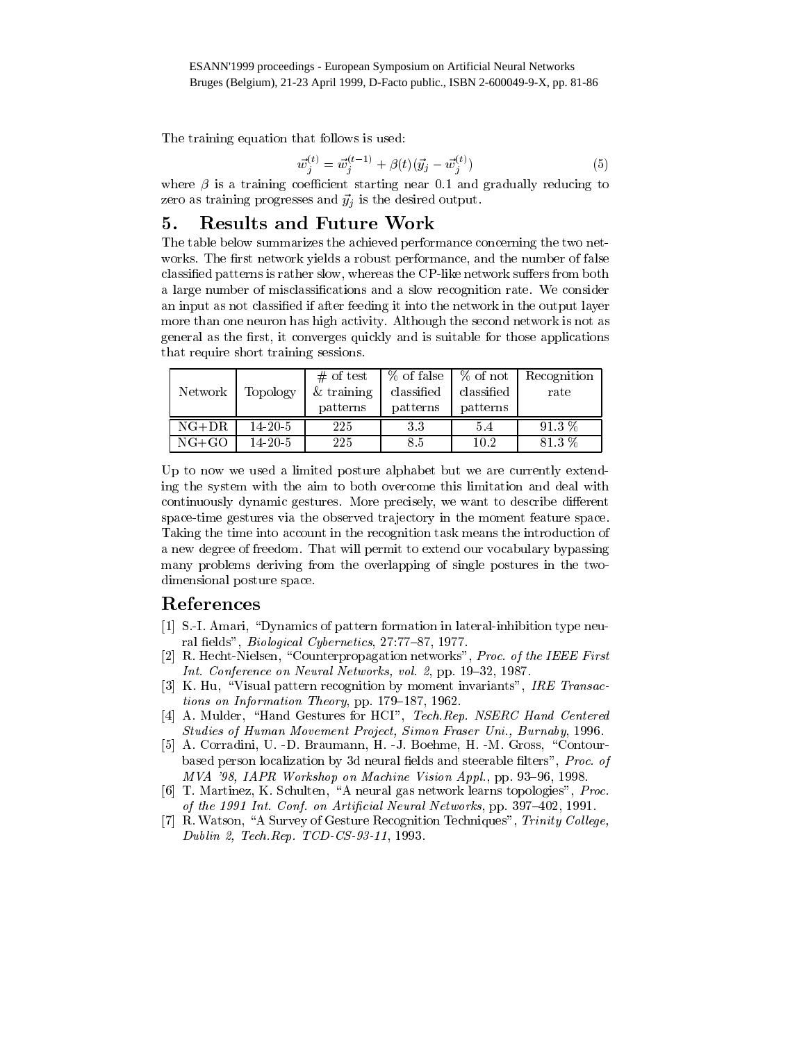The training equation that follows is used:

$$\vec{w}_j^{(t)} = \vec{w}_j^{(t-1)} + \beta(t)(\vec{y}_j - \vec{w}_j^{(t)}) \tag{5}$$

where $\beta$ is a training coefficient starting near 0.1 and gradually reducing to zero as training progresses and $\vec{y}_j$ is the desired output.

## 5. Results and Future Work

The table below summarizes the achieved performance concerning the two networks. The first network yields a robust performance, and the number of false classified patterns is rather slow, whereas the CP-like network suffers from both a large number of misclassifications and a slow recognition rate. We consider an input as not classified if after feeding it into the network in the output layer more than one neuron has high activity. Although the second network is not as general as the first, it converges quickly and is suitable for those applications that require short training sessions.

| Network | Topology | # of test & training patterns | % of false classified patterns | % of not classified patterns | Recognition rate |
|---|---|---|---|---|---|
| NG+DR | 14-20-5 | 225 | 3.3 | 5.4 | 91.3 % |
| NG+GO | 14-20-5 | 225 | 8.5 | 10.2 | 81.3 % |

Up to now we used a limited posture alphabet but we are currently extending the system with the aim to both overcome this limitation and deal with continuously dynamic gestures. More precisely, we want to describe different space-time gestures via the observed trajectory in the moment feature space. Taking the time into account in the recognition task means the introduction of a new degree of freedom. That will permit to extend our vocabulary bypassing many problems deriving from the overlapping of single postures in the two-dimensional posture space.

## References

[1] S.-I. Amari, "Dynamics of pattern formation in lateral-inhibition type neural fields", *Biological Cybernetics*, 27:77–87, 1977.

[2] R. Hecht-Nielsen, "Counterpropagation networks", *Proc. of the IEEE First Int. Conference on Neural Networks, vol. 2*, pp. 19–32, 1987.

[3] K. Hu, "Visual pattern recognition by moment invariants", *IRE Transactions on Information Theory*, pp. 179–187, 1962.

[4] A. Mulder, "Hand Gestures for HCI", *Tech.Rep. NSERC Hand Centered Studies of Human Movement Project, Simon Fraser Uni., Burnaby*, 1996.

[5] A. Corradini, U. -D. Braumann, H. -J. Boehme, H. -M. Gross, "Contour-based person localization by 3d neural fields and steerable filters", *Proc. of MVA '98, IAPR Workshop on Machine Vision Appl.*, pp. 93–96, 1998.

[6] T. Martinez, K. Schulten, "A neural gas network learns topologies", *Proc. of the 1991 Int. Conf. on Artificial Neural Networks*, pp. 397–402, 1991.

[7] R. Watson, "A Survey of Gesture Recognition Techniques", *Trinity College, Dublin 2, Tech.Rep. TCD-CS-93-11*, 1993.